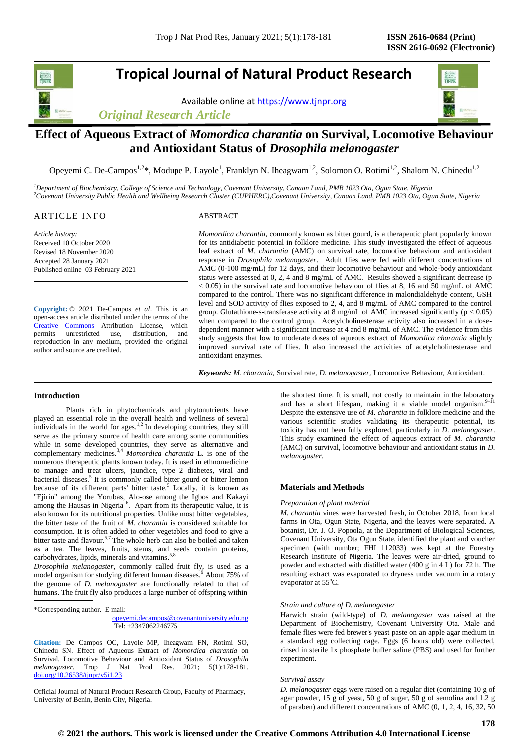# Tropical Journal of Natural Product Research

Available online at https://www.tjnpr.org

*Original Research Article*

## Effect of Aqueous Extract of *Momordica charantia* on Survival, Locomotive Behaviour and Antioxidant Status of *Drosophila melanogaster*

Opeyemi C. De-Campos[1,2]*, Modupe P. Layole[1], Franklyn N. Iheagwam[1,2], Solomon O. Rotimi[1,2], Shalom N. Chinedu[1,2]

[1]*Department of Biochemistry, College of Science and Technology, Covenant University, Canaan Land, PMB 1023 Ota, Ogun State, Nigeria*
[2]*Covenant University Public Health and Wellbeing Research Cluster (CUPHERC),Covenant University, Canaan Land, PMB 1023 Ota, Ogun State, Nigeria*

**ARTICLE INFO**

*Article history:*
Received 10 October 2020
Revised 18 November 2020
Accepted 28 January 2021
Published online 03 February 2021

**Copyright:** © 2021 De-Campos *et al*. This is an open-access article distributed under the terms of the Creative Commons Attribution License, which permits unrestricted use, distribution, and reproduction in any medium, provided the original author and source are credited.

**ABSTRACT**

*Momordica charantia*, commonly known as bitter gourd, is a therapeutic plant popularly known for its antidiabetic potential in folklore medicine. This study investigated the effect of aqueous leaf extract of *M. charantia* (AMC) on survival rate, locomotive behaviour and antioxidant response in *Drosophila melanogaster*. Adult flies were fed with different concentrations of AMC (0-100 mg/mL) for 12 days, and their locomotive behaviour and whole-body antioxidant status were assessed at 0, 2, 4 and 8 mg/mL of AMC. Results showed a significant decrease ($p < 0.05$) in the survival rate and locomotive behaviour of flies at 8, 16 and 50 mg/mL of AMC compared to the control. There was no significant difference in malondialdehyde content, GSH level and SOD activity of flies exposed to 2, 4, and 8 mg/mL of AMC compared to the control group. Glutathione-s-transferase activity at 8 mg/mL of AMC increased significantly ($p < 0.05$) when compared to the control group. Acetylcholinesterase activity also increased in a dose-dependent manner with a significant increase at 4 and 8 mg/mL of AMC. The evidence from this study suggests that low to moderate doses of aqueous extract of *Momordica charantia* slightly improved survival rate of flies. It also increased the activities of acetylcholinesterase and antioxidant enzymes.

***Keywords:*** *M. charantia*, Survival rate, *D. melanogaster*, Locomotive Behaviour, Antioxidant.

### Introduction

Plants rich in phytochemicals and phytonutrients have played an essential role in the overall health and wellness of several individuals in the world for ages.[1,2] In developing countries, they still serve as the primary source of health care among some communities while in some developed countries, they serve as alternative and complementary medicines.[3,4] *Momordica charantia* L. is one of the numerous therapeutic plants known today. It is used in ethnomedicine to manage and treat ulcers, jaundice, type 2 diabetes, viral and bacterial diseases.[5] It is commonly called bitter gourd or bitter lemon because of its different parts' bitter taste.[5] Locally, it is known as "Ejirin" among the Yorubas, Alo-ose among the Igbos and Kakayi among the Hausas in Nigeria [6]. Apart from its therapeutic value, it is also known for its nutritional properties. Unlike most bitter vegetables, the bitter taste of the fruit of *M. charantia* is considered suitable for consumption. It is often added to other vegetables and food to give a bitter taste and flavour.[5,7] The whole herb can also be boiled and taken as a tea. The leaves, fruits, stems, and seeds contain proteins, carbohydrates, lipids, minerals and vitamins.[5,8]

*Drosophila melanogaster*, commonly called fruit fly, is used as a model organism for studying different human diseases.[9] About 75% of the genome of *D. melanogaster* are functionally related to that of humans. The fruit fly also produces a large number of offspring within the shortest time. It is small, not costly to maintain in the laboratory and has a short lifespan, making it a viable model organism.[9–11] Despite the extensive use of *M. charantia* in folklore medicine and the various scientific studies validating its therapeutic potential, its toxicity has not been fully explored, particularly in *D. melanogaster*. This study examined the effect of aqueous extract of *M. charantia* (AMC) on survival, locomotive behaviour and antioxidant status in *D. melanogaster.*

*Corresponding author. E mail: opeyemi.decampos@covenantuniversity.edu.ng
Tel: +2347062246775

**Citation:** De Campos OC, Layole MP, Iheagwam FN, Rotimi SO, Chinedu SN. Effect of Aqueous Extract of *Momordica charantia* on Survival, Locomotive Behaviour and Antioxidant Status of *Drosophila melanogaster*. Trop J Nat Prod Res. 2021; 5(1):178-181. doi.org/10.26538/tjnpr/v5i1.23

Official Journal of Natural Product Research Group, Faculty of Pharmacy, University of Benin, Benin City, Nigeria.

### Materials and Methods

*Preparation of plant material*

*M. charantia* vines were harvested fresh, in October 2018, from local farms in Ota, Ogun State, Nigeria, and the leaves were separated. A botanist, Dr. J. O. Popoola, at the Department of Biological Sciences, Covenant University, Ota Ogun State, identified the plant and voucher specimen (with number; FHI 112033) was kept at the Forestry Research Institute of Nigeria. The leaves were air-dried, ground to powder and extracted with distilled water (400 g in 4 L) for 72 h. The resulting extract was evaporated to dryness under vacuum in a rotary evaporator at 55$^{o}$C.

*Strain and culture of D. melanogaster*

Harwich strain (wild-type) of *D. melanogaster* was raised at the Department of Biochemistry, Covenant University Ota. Male and female flies were fed brewer's yeast paste on an apple agar medium in a standard egg collecting cage. Eggs (6 hours old) were collected, rinsed in sterile 1x phosphate buffer saline (PBS) and used for further experiment.

*Survival assay*

*D. melanogaster* eggs were raised on a regular diet (containing 10 g of agar powder, 15 g of yeast, 50 g of sugar, 50 g of semolina and 1.2 g of paraben) and different concentrations of AMC (0, 1, 2, 4, 16, 32, 50

**© 2021 the authors. This work is licensed under the Creative Commons Attribution 4.0 International License**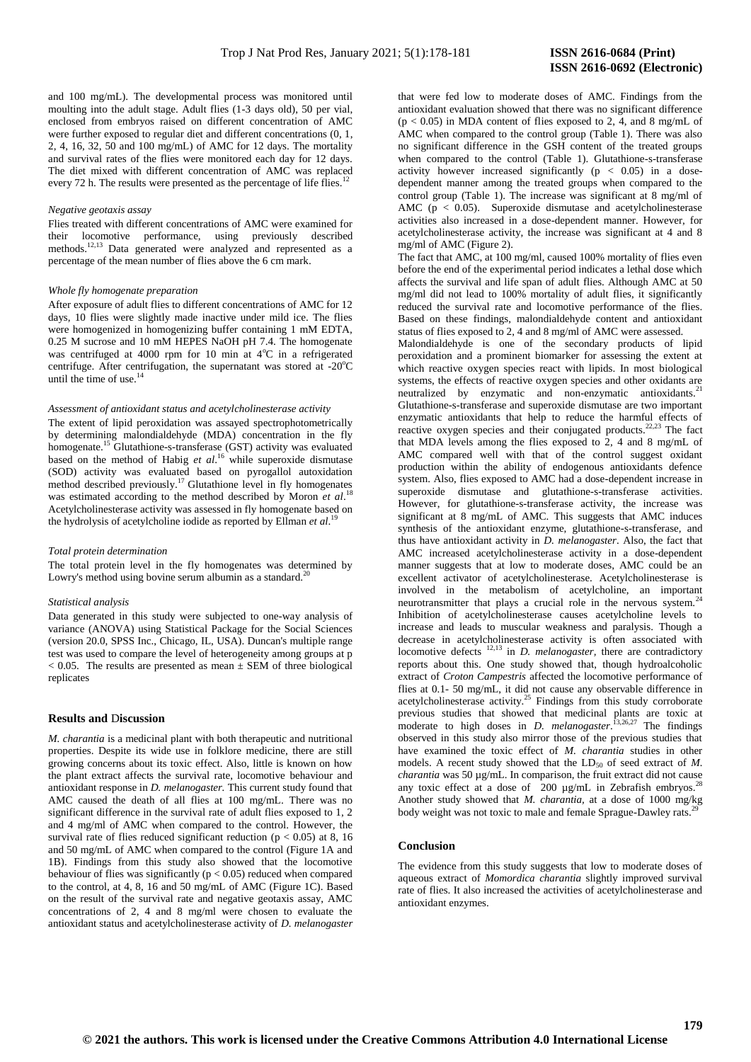and 100 mg/mL). The developmental process was monitored until moulting into the adult stage. Adult flies (1-3 days old), 50 per vial, enclosed from embryos raised on different concentration of AMC were further exposed to regular diet and different concentrations (0, 1, 2, 4, 16, 32, 50 and 100 mg/mL) of AMC for 12 days. The mortality and survival rates of the flies were monitored each day for 12 days. The diet mixed with different concentration of AMC was replaced every 72 h. The results were presented as the percentage of life flies.[12]

*Negative geotaxis assay*

Flies treated with different concentrations of AMC were examined for their locomotive performance, using previously described methods.[12,13] Data generated were analyzed and represented as a percentage of the mean number of flies above the 6 cm mark.

*Whole fly homogenate preparation*

After exposure of adult flies to different concentrations of AMC for 12 days, 10 flies were slightly made inactive under mild ice. The flies were homogenized in homogenizing buffer containing 1 mM EDTA, 0.25 M sucrose and 10 mM HEPES NaOH pH 7.4. The homogenate was centrifuged at 4000 rpm for 10 min at 4$^o$C in a refrigerated centrifuge. After centrifugation, the supernatant was stored at -20$^o$C until the time of use.[14]

*Assessment of antioxidant status and acetylcholinesterase activity*

The extent of lipid peroxidation was assayed spectrophotometrically by determining malondialdehyde (MDA) concentration in the fly homogenate.[15] Glutathione-s-transferase (GST) activity was evaluated based on the method of Habig *et al*.[16] while superoxide dismutase (SOD) activity was evaluated based on pyrogallol autoxidation method described previously.[17] Glutathione level in fly homogenates was estimated according to the method described by Moron *et al*.[18] Acetylcholinesterase activity was assessed in fly homogenate based on the hydrolysis of acetylcholine iodide as reported by Ellman *et al*.[19]

*Total protein determination*

The total protein level in the fly homogenates was determined by Lowry's method using bovine serum albumin as a standard.[20]

*Statistical analysis*

Data generated in this study were subjected to one-way analysis of variance (ANOVA) using Statistical Package for the Social Sciences (version 20.0, SPSS Inc., Chicago, IL, USA). Duncan's multiple range test was used to compare the level of heterogeneity among groups at p < 0.05. The results are presented as mean ± SEM of three biological replicates

## Results and Discussion

*M. charantia* is a medicinal plant with both therapeutic and nutritional properties. Despite its wide use in folklore medicine, there are still growing concerns about its toxic effect. Also, little is known on how the plant extract affects the survival rate, locomotive behaviour and antioxidant response in *D. melanogaster.* This current study found that AMC caused the death of all flies at 100 mg/mL. There was no significant difference in the survival rate of adult flies exposed to 1, 2 and 4 mg/ml of AMC when compared to the control. However, the survival rate of flies reduced significant reduction ($p < 0.05$) at 8, 16 and 50 mg/mL of AMC when compared to the control (Figure 1A and 1B). Findings from this study also showed that the locomotive behaviour of flies was significantly ($p < 0.05$) reduced when compared to the control, at 4, 8, 16 and 50 mg/mL of AMC (Figure 1C). Based on the result of the survival rate and negative geotaxis assay, AMC concentrations of 2, 4 and 8 mg/ml were chosen to evaluate the antioxidant status and acetylcholinesterase activity of *D. melanogaster* that were fed low to moderate doses of AMC. Findings from the antioxidant evaluation showed that there was no significant difference ($p < 0.05$) in MDA content of flies exposed to 2, 4, and 8 mg/mL of AMC when compared to the control group (Table 1). There was also no significant difference in the GSH content of the treated groups when compared to the control (Table 1). Glutathione-s-transferase activity however increased significantly ($p < 0.05$) in a dose-dependent manner among the treated groups when compared to the control group (Table 1). The increase was significant at 8 mg/ml of AMC ($p < 0.05$). Superoxide dismutase and acetylcholinesterase activities also increased in a dose-dependent manner. However, for acetylcholinesterase activity, the increase was significant at 4 and 8 mg/ml of AMC (Figure 2).

The fact that AMC, at 100 mg/ml, caused 100% mortality of flies even before the end of the experimental period indicates a lethal dose which affects the survival and life span of adult flies. Although AMC at 50 mg/ml did not lead to 100% mortality of adult flies, it significantly reduced the survival rate and locomotive performance of the flies. Based on these findings, malondialdehyde content and antioxidant status of flies exposed to 2, 4 and 8 mg/ml of AMC were assessed.

Malondialdehyde is one of the secondary products of lipid peroxidation and a prominent biomarker for assessing the extent at which reactive oxygen species react with lipids. In most biological systems, the effects of reactive oxygen species and other oxidants are neutralized by enzymatic and non-enzymatic antioxidants.[21] Glutathione-s-transferase and superoxide dismutase are two important enzymatic antioxidants that help to reduce the harmful effects of reactive oxygen species and their conjugated products.[22,23] The fact that MDA levels among the flies exposed to 2, 4 and 8 mg/mL of AMC compared well with that of the control suggest oxidant production within the ability of endogenous antioxidants defence system. Also, flies exposed to AMC had a dose-dependent increase in superoxide dismutase and glutathione-s-transferase activities. However, for glutathione-s-transferase activity, the increase was significant at 8 mg/mL of AMC. This suggests that AMC induces synthesis of the antioxidant enzyme, glutathione-s-transferase, and thus have antioxidant activity in *D. melanogaster*. Also, the fact that AMC increased acetylcholinesterase activity in a dose-dependent manner suggests that at low to moderate doses, AMC could be an excellent activator of acetylcholinesterase. Acetylcholinesterase is involved in the metabolism of acetylcholine, an important neurotransmitter that plays a crucial role in the nervous system.[24] Inhibition of acetylcholinesterase causes acetylcholine levels to increase and leads to muscular weakness and paralysis. Though a decrease in acetylcholinesterase activity is often associated with locomotive defects [12,13] in *D. melanogaster*, there are contradictory reports about this. One study showed that, though hydroalcoholic extract of *Croton Campestris* affected the locomotive performance of flies at 0.1- 50 mg/mL, it did not cause any observable difference in acetylcholinesterase activity.[25] Findings from this study corroborate previous studies that showed that medicinal plants are toxic at moderate to high doses in *D. melanogaster*.[13,26,27] The findings observed in this study also mirror those of the previous studies that have examined the toxic effect of *M. charantia* studies in other models. A recent study showed that the $LD_{50}$ of seed extract of *M. charantia* was 50 µg/mL. In comparison, the fruit extract did not cause any toxic effect at a dose of 200 µg/mL in Zebrafish embryos.[28] Another study showed that *M. charantia*, at a dose of 1000 mg/kg body weight was not toxic to male and female Sprague-Dawley rats.[29]

## Conclusion

The evidence from this study suggests that low to moderate doses of aqueous extract of *Momordica charantia* slightly improved survival rate of flies. It also increased the activities of acetylcholinesterase and antioxidant enzymes.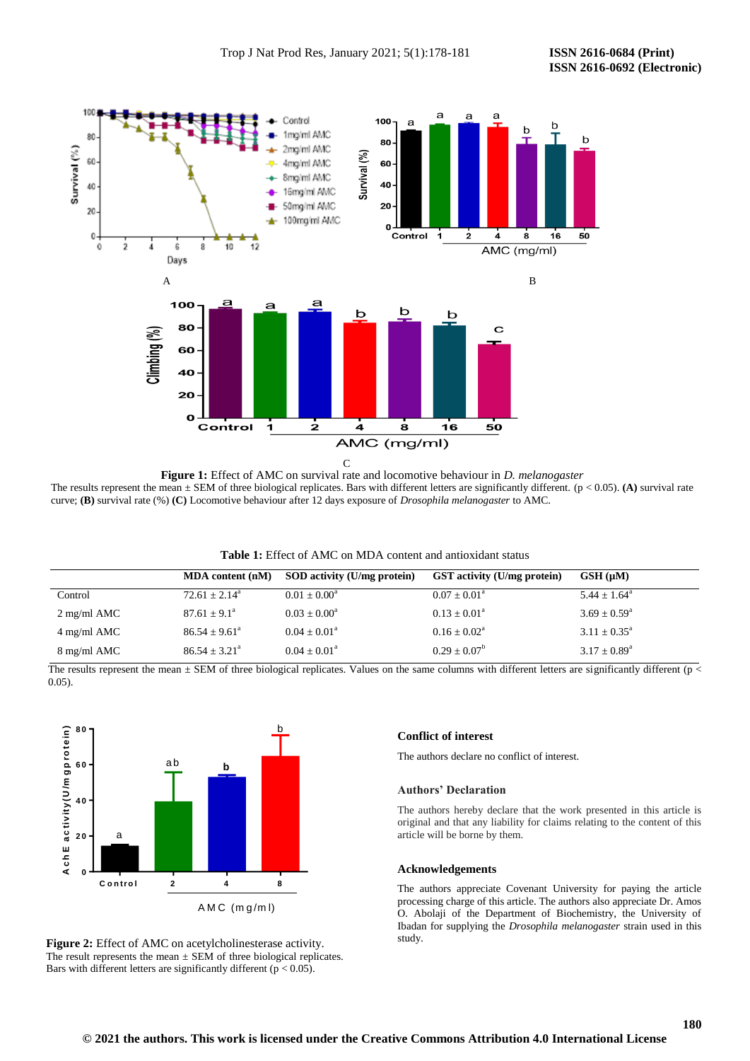**Figure 1:** Effect of AMC on survival rate and locomotive behaviour in *D. melanogaster*

The results represent the mean ± SEM of three biological replicates. Bars with different letters are significantly different. ($p < 0.05$). **(A)** survival rate curve; **(B)** survival rate (%) **(C)** Locomotive behaviour after 12 days exposure of *Drosophila melanogaster* to AMC.

**Table 1:** Effect of AMC on MDA content and antioxidant status

| | MDA content (nM) | SOD activity (U/mg protein) | GST activity (U/mg protein) | GSH (μM) |
|---|---|---|---|---|
| Control | 72.61 ± 2.14[a] | 0.01 ± 0.00[a] | 0.07 ± 0.01[a] | 5.44 ± 1.64[a] |
| 2 mg/ml AMC | 87.61 ± 9.1[a] | 0.03 ± 0.00[a] | 0.13 ± 0.01[a] | 3.69 ± 0.59[a] |
| 4 mg/ml AMC | 86.54 ± 9.61[a] | 0.04 ± 0.01[a] | 0.16 ± 0.02[a] | 3.11 ± 0.35[a] |
| 8 mg/ml AMC | 86.54 ± 3.21[a] | 0.04 ± 0.01[a] | 0.29 ± 0.07[b] | 3.17 ± 0.89[a] |

The results represent the mean ± SEM of three biological replicates. Values on the same columns with different letters are significantly different ($p < 0.05$).

**Figure 2:** Effect of AMC on acetylcholinesterase activity.

The result represents the mean ± SEM of three biological replicates. Bars with different letters are significantly different ($p < 0.05$).

### Conflict of interest

The authors declare no conflict of interest.

### Authors' Declaration

The authors hereby declare that the work presented in this article is original and that any liability for claims relating to the content of this article will be borne by them.

### Acknowledgements

The authors appreciate Covenant University for paying the article processing charge of this article. The authors also appreciate Dr. Amos O. Abolaji of the Department of Biochemistry, the University of Ibadan for supplying the *Drosophila melanogaster* strain used in this study.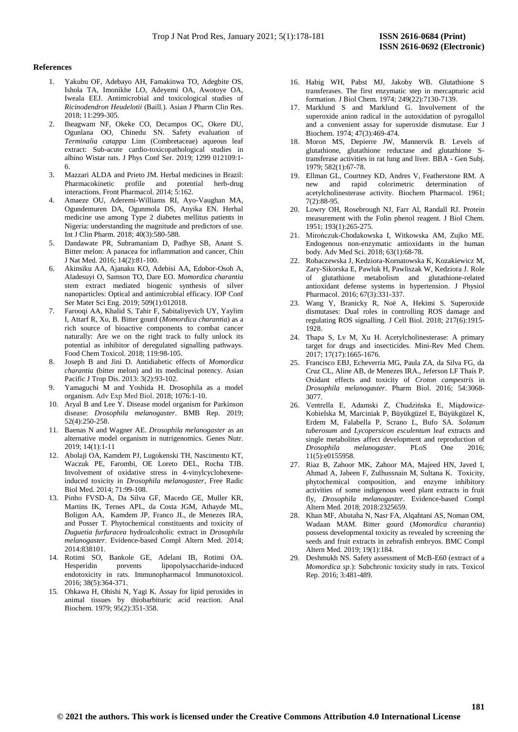## References

1. Yakubu OF, Adebayo AH, Famakinwa TO, Adegbite OS, Ishola TA, Imonikhe LO, Adeyemi OA, Awotoye OA, Iweala EEJ. Antimicrobial and toxicological studies of *Ricinodendron Heudelotii* (Baill.). Asian J Pharm Clin Res. 2018; 11:299-305.
2. Iheagwam NF, Okeke CO, Decampos OC, Okere DU, Ogunlana OO, Chinedu SN. Safety evaluation of *Terminalia catappa* Linn (Combretaceae) aqueous leaf extract: Sub-acute cardio-toxicopathological studies in albino Wistar rats. J Phys Conf Ser. 2019; 1299 012109:1-6.
3. Mazzari ALDA and Prieto JM. Herbal medicines in Brazil: Pharmacokinetic profile and potential herb-drug interactions. Front Pharmacol. 2014; 5:162.
4. Amaeze OU, Aderemi-Williams RI, Ayo-Vaughan MA, Ogundemuren DA, Ogunmola DS, Anyika EN. Herbal medicine use among Type 2 diabetes mellitus patients in Nigeria: understanding the magnitude and predictors of use. Int J Clin Pharm. 2018; 40(3):580-588.
5. Dandawate PR, Subramaniam D, Padhye SB, Anant S. Bitter melon: A panacea for inflammation and cancer, Chin J Nat Med. 2016; 14(2):81-100.
6. Akinsiku AA, Ajanaku KO, Adebisi AA, Edobor-Osoh A, Aladesuyi O, Samson TO, Dare EO. *Momordica charantia* stem extract mediated biogenic synthesis of silver nanoparticles: Optical and antimicrobial efficacy. IOP Conf Ser Mater Sci Eng. 2019; 509(1):012018.
7. Farooqi AA, Khalid S, Tahir F, Sabitaliyevich UY, Yaylim I, Attarf R, Xu, B. Bitter gourd (*Momordica charantia*) as a rich source of bioactive components to combat cancer naturally: Are we on the right track to fully unlock its potential as inhibitor of deregulated signalling pathways. Food Chem Toxicol. 2018; 119:98-105.
8. Joseph B and Jini D. Antidiabetic effects of *Momordica charantia* (bitter melon) and its medicinal potency. Asian Pacific J Trop Dis. 2013: 3(2):93-102.
9. Yamaguchi M and Yoshida H. Drosophila as a model organism. Adv Exp Med Biol. 2018; 1076:1-10.
10. Aryal B and Lee Y. Disease model organism for Parkinson disease: *Drosophila melanogaster*. BMB Rep. 2019; 52(4):250-258.
11. Baenas N and Wagner AE. *Drosophila melanogaster* as an alternative model organism in nutrigenomics. Genes Nutr. 2019; 14(1):1-11
12. Abolaji OA, Kamdem PJ, Lugokenski TH, Nascimento KT, Waczuk PE, Farombi, OE Loreto DEL, Rocha TJB. Involvement of oxidative stress in 4-vinylcyclohexene-induced toxicity in *Drosophila melanogaster*, Free Radic Biol Med. 2014; 71:99-108.
13. Pinho FVSD-A, Da Silva GF, Macedo GE, Muller KR, Martins IK, Ternes APL, da Costa JGM, Athayde ML, Boligon AA, Kamdem JP, Franco JL, de Menezes IRA, and Posser T. Phytochemical constituents and toxicity of *Duguetia furfuracea* hydroalcoholic extract in *Drosophila melanogaster*. Evidence-based Compl Altern Med. 2014; 2014:838101.
14. Rotimi SO, Bankole GE, Adelani IB, Rotimi OA. Hesperidin prevents lipopolysaccharide-induced endotoxicity in rats. Immunopharmacol Immunotoxicol. 2016; 38(5):364-371.
15. Ohkawa H, Ohishi N, Yagi K. Assay for lipid peroxides in animal tissues by thiobarbituric acid reaction. Anal Biochem. 1979; 95(2):351-358.
16. Habig WH, Pabst MJ, Jakoby WB. Glutathione S transferases. The first enzymatic step in mercapturic acid formation. J Biol Chem. 1974; 249(22):7130-7139.
17. Marklund S and Marklund G. Involvement of the superoxide anion radical in the autoxidation of pyrogallol and a convenient assay for superoxide dismutase. Eur J Biochem. 1974; 47(3):469-474.
18. Moron MS, Depierre JW, Mannervik B. Levels of glutathione, glutathione reductase and glutathione S-transferase activities in rat lung and liver. BBA - Gen Subj. 1979; 582(1):67-78.
19. Ellman GL, Courtney KD, Andres V, Featherstone RM. A new and rapid colorimetric determination of acetylcholinesterase activity. Biochem Pharmacol. 1961; 7(2):88-95.
20. Lowry OH, Rosebrough NJ, Farr Al, Randall RJ. Protein measurement with the Folin phenol reagent. J Biol Chem. 1951; 193(1):265-275.
21. Mirończuk-Chodakowska I, Witkowska AM, Zujko ME. Endogenous non-enzymatic antioxidants in the human body. Adv Med Sci. 2018; 63(1):68-78.
22. Robaczewska J, Kedziora-Kornatowska K, Kozakiewicz M, Zary-Sikorska E, Pawluk H, Pawliszak W, Kedziora J. Role of glutathione metabolism and glutathione-related antioxidant defense systems in hypertension. J Physiol Pharmacol. 2016; 67(3):331-337.
23. Wang Y, Branicky R, Noë A, Hekimi S. Superoxide dismutases: Dual roles in controlling ROS damage and regulating ROS signalling. J Cell Biol. 2018; 217(6):1915-1928.
24. Thapa S, Lv M, Xu H. Acetylcholinesterase: A primary target for drugs and insecticides. Mini-Rev Med Chem. 2017; 17(17):1665-1676.
25. Francisco EBJ, Echeverria MG, Paula ZA, da Silva FG, da Cruz CL, Aline AB, de Menezes IRA., Jeferson LF Thaís P. Oxidant effects and toxicity of *Croton campestris* in *Drosophila melanogaster*. Pharm Biol. 2016; 54:3068-3077.
26. Ventrella E, Adamski Z, Chudzińska E, Miądowicz-Kobielska M, Marciniak P, Büyükgüzel E, Büyükgüzel K, Erdem M, Falabella P, Scrano L, Bufo SA. *Solanum tuberosum* and *Lycopersicon esculentum* leaf extracts and single metabolites affect development and reproduction of *Drosophila melanogaster*. PLoS One 2016; 11(5):e0155958.
27. Riaz B, Zahoor MK, Zahoor MA, Majeed HN, Javed I, Ahmad A, Jabeen F, Zulhussnain M, Sultana K. Toxicity, phytochemical composition, and enzyme inhibitory activities of some indigenous weed plant extracts in fruit fly, *Drosophila melanogaster*. Evidence-based Compl Altern Med. 2018; 2018:2325659.
28. Khan MF, Abutaha N, Nasr FA, Alqahtani AS, Noman OM, Wadaan MAM. Bitter gourd (*Momordica charantia*) possess developmental toxicity as revealed by screening the seeds and fruit extracts in zebrafish embryos. BMC Compl Altern Med. 2019; 19(1):184.
29. Deshmukh NS. Safety assessment of McB-E60 (extract of a *Momordica sp.*): Subchronic toxicity study in rats. Toxicol Rep. 2016; 3:481-489.